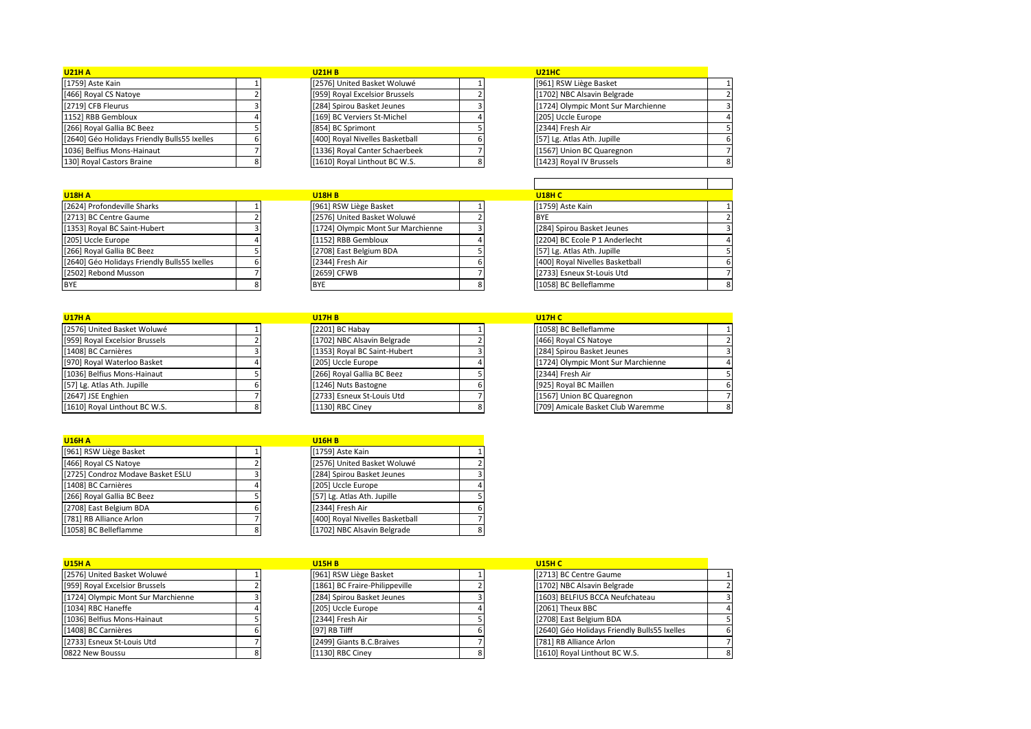| U21H A | |
|---|---|
| [1759] Aste Kain | 1 |
| [466] Royal CS Natoye | 2 |
| [2719] CFB Fleurus | 3 |
| 1152] RBB Gembloux | 4 |
| [266] Royal Gallia BC Beez | 5 |
| [2640] Géo Holidays Friendly Bulls55 Ixelles | 6 |
| 1036] Belfius Mons-Hainaut | 7 |
| 130] Royal Castors Braine | 8 |

| U21H B | |
|---|---|
| [2576] United Basket Woluwé | 1 |
| [959] Royal Excelsior Brussels | 2 |
| [284] Spirou Basket Jeunes | 3 |
| [169] BC Verviers St-Michel | 4 |
| [854] BC Sprimont | 5 |
| [400] Royal Nivelles Basketball | 6 |
| [1336] Royal Canter Schaerbeek | 7 |
| [1610] Royal Linthout BC W.S. | 8 |

| U21HC | |
|---|---|
| [961] RSW Liège Basket | 1 |
| [1702] NBC Alsavin Belgrade | 2 |
| [1724] Olympic Mont Sur Marchienne | 3 |
| [205] Uccle Europe | 4 |
| [2344] Fresh Air | 5 |
| [57] Lg. Atlas Ath. Jupille | 6 |
| [1567] Union BC Quaregnon | 7 |
| [1423] Royal IV Brussels | 8 |

| U18H A | |
|---|---|
| [2624] Profondeville Sharks | 1 |
| [2713] BC Centre Gaume | 2 |
| [1353] Royal BC Saint-Hubert | 3 |
| [205] Uccle Europe | 4 |
| [266] Royal Gallia BC Beez | 5 |
| [2640] Géo Holidays Friendly Bulls55 Ixelles | 6 |
| [2502] Rebond Musson | 7 |
| BYE | 8 |

| U18H B | |
|---|---|
| [961] RSW Liège Basket | 1 |
| [2576] United Basket Woluwé | 2 |
| [1724] Olympic Mont Sur Marchienne | 3 |
| [1152] RBB Gembloux | 4 |
| [2708] East Belgium BDA | 5 |
| [2344] Fresh Air | 6 |
| [2659] CFWB | 7 |
| BYE | 8 |

| U18H C | |
|---|---|
| [1759] Aste Kain | 1 |
| BYE | 2 |
| [284] Spirou Basket Jeunes | 3 |
| [2204] BC Ecole P 1 Anderlecht | 4 |
| [57] Lg. Atlas Ath. Jupille | 5 |
| [400] Royal Nivelles Basketball | 6 |
| [2733] Esneux St-Louis Utd | 7 |
| [1058] BC Belleflamme | 8 |

| U17H A | |
|---|---|
| [2576] United Basket Woluwé | 1 |
| [959] Royal Excelsior Brussels | 2 |
| [1408] BC Carnières | 3 |
| [970] Royal Waterloo Basket | 4 |
| [1036] Belfius Mons-Hainaut | 5 |
| [57] Lg. Atlas Ath. Jupille | 6 |
| [2647] JSE Enghien | 7 |
| [1610] Royal Linthout BC W.S. | 8 |

| U17H B | |
|---|---|
| [2201] BC Habay | 1 |
| [1702] NBC Alsavin Belgrade | 2 |
| [1353] Royal BC Saint-Hubert | 3 |
| [205] Uccle Europe | 4 |
| [266] Royal Gallia BC Beez | 5 |
| [1246] Nuts Bastogne | 6 |
| [2733] Esneux St-Louis Utd | 7 |
| [1130] RBC Ciney | 8 |

| U17H C | |
|---|---|
| [1058] BC Belleflamme | 1 |
| [466] Royal CS Natoye | 2 |
| [284] Spirou Basket Jeunes | 3 |
| [1724] Olympic Mont Sur Marchienne | 4 |
| [2344] Fresh Air | 5 |
| [925] Royal BC Maillen | 6 |
| [1567] Union BC Quaregnon | 7 |
| [709] Amicale Basket Club Waremme | 8 |

| U16H A | |
|---|---|
| [961] RSW Liège Basket | 1 |
| [466] Royal CS Natoye | 2 |
| [2725] Condroz Modave Basket ESLU | 3 |
| [1408] BC Carnières | 4 |
| [266] Royal Gallia BC Beez | 5 |
| [2708] East Belgium BDA | 6 |
| [781] RB Alliance Arlon | 7 |
| [1058] BC Belleflamme | 8 |

| U16H B | |
|---|---|
| [1759] Aste Kain | 1 |
| [2576] United Basket Woluwé | 2 |
| [284] Spirou Basket Jeunes | 3 |
| [205] Uccle Europe | 4 |
| [57] Lg. Atlas Ath. Jupille | 5 |
| [2344] Fresh Air | 6 |
| [400] Royal Nivelles Basketball | 7 |
| [1702] NBC Alsavin Belgrade | 8 |

| U15H A | |
|---|---|
| [2576] United Basket Woluwé | 1 |
| [959] Royal Excelsior Brussels | 2 |
| [1724] Olympic Mont Sur Marchienne | 3 |
| [1034] RBC Haneffe | 4 |
| [1036] Belfius Mons-Hainaut | 5 |
| [1408] BC Carnières | 6 |
| [2733] Esneux St-Louis Utd | 7 |
| 0822 New Boussu | 8 |

| U15H B | |
|---|---|
| [961] RSW Liège Basket | 1 |
| [1861] BC Fraire-Philippeville | 2 |
| [284] Spirou Basket Jeunes | 3 |
| [205] Uccle Europe | 4 |
| [2344] Fresh Air | 5 |
| [97] RB Tilff | 6 |
| [2499] Giants B.C.Braives | 7 |
| [1130] RBC Ciney | 8 |

| U15H C | |
|---|---|
| [2713] BC Centre Gaume | 1 |
| [1702] NBC Alsavin Belgrade | 2 |
| [1603] BELFIUS BCCA Neufchateau | 3 |
| [2061] Theux BBC | 4 |
| [2708] East Belgium BDA | 5 |
| [2640] Géo Holidays Friendly Bulls55 Ixelles | 6 |
| [781] RB Alliance Arlon | 7 |
| [1610] Royal Linthout BC W.S. | 8 |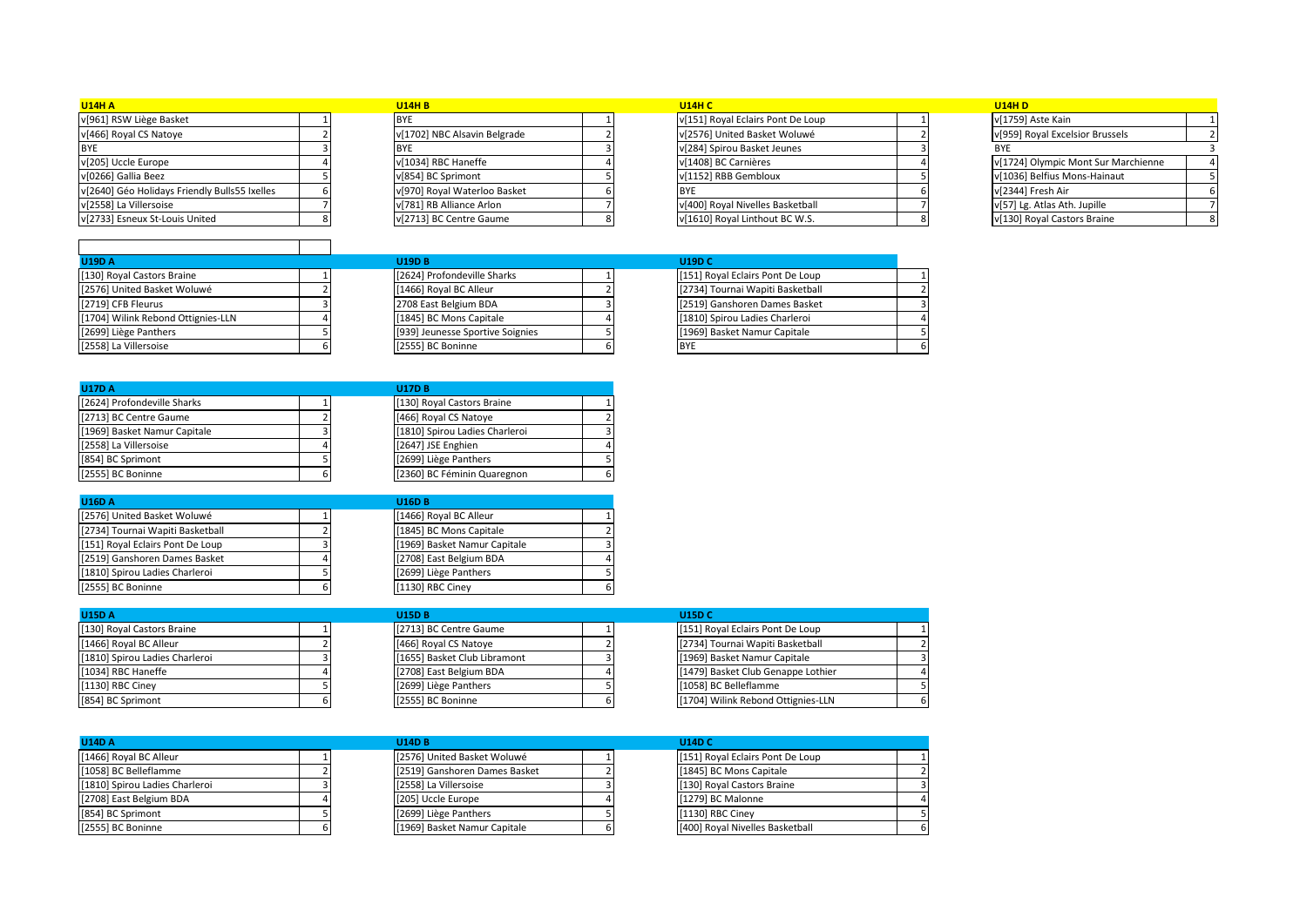| U14H A | |
|---|---|
| v[961] RSW Liège Basket | 1 |
| v[466] Royal CS Natoye | 2 |
| BYE | 3 |
| v[205] Uccle Europe | 4 |
| v[0266] Gallia Beez | 5 |
| v[2640] Géo Holidays Friendly Bulls55 Ixelles | 6 |
| v[2558] La Villersoise | 7 |
| v[2733] Esneux St-Louis United | 8 |

| U14H B | |
|---|---|
| BYE | 1 |
| v[1702] NBC Alsavin Belgrade | 2 |
| BYE | 3 |
| v[1034] RBC Haneffe | 4 |
| v[854] BC Sprimont | 5 |
| v[970] Royal Waterloo Basket | 6 |
| v[781] RB Alliance Arlon | 7 |
| v[2713] BC Centre Gaume | 8 |

| U14H C | |
|---|---|
| v[151] Royal Eclairs Pont De Loup | 1 |
| v[2576] United Basket Woluwé | 2 |
| v[284] Spirou Basket Jeunes | 3 |
| v[1408] BC Carnières | 4 |
| v[1152] RBB Gembloux | 5 |
| BYE | 6 |
| v[400] Royal Nivelles Basketball | 7 |
| v[1610] Royal Linthout BC W.S. | 8 |

| U14H D | |
|---|---|
| v[1759] Aste Kain | 1 |
| v[959] Royal Excelsior Brussels | 2 |
| BYE | 3 |
| v[1724] Olympic Mont Sur Marchienne | 4 |
| v[1036] Belfius Mons-Hainaut | 5 |
| v[2344] Fresh Air | 6 |
| v[57] Lg. Atlas Ath. Jupille | 7 |
| v[130] Royal Castors Braine | 8 |

| U19D A | |
|---|---|
| [130] Royal Castors Braine | 1 |
| [2576] United Basket Woluwé | 2 |
| [2719] CFB Fleurus | 3 |
| [1704] Wilink Rebond Ottignies-LLN | 4 |
| [2699] Liège Panthers | 5 |
| [2558] La Villersoise | 6 |

| U19D B | |
|---|---|
| [2624] Profondeville Sharks | 1 |
| [1466] Royal BC Alleur | 2 |
| 2708 East Belgium BDA | 3 |
| [1845] BC Mons Capitale | 4 |
| [939] Jeunesse Sportive Soignies | 5 |
| [2555] BC Boninne | 6 |

| U19D C | |
|---|---|
| [151] Royal Eclairs Pont De Loup | 1 |
| [2734] Tournai Wapiti Basketball | 2 |
| [2519] Ganshoren Dames Basket | 3 |
| [1810] Spirou Ladies Charleroi | 4 |
| [1969] Basket Namur Capitale | 5 |
| BYE | 6 |

| U17D A | |
|---|---|
| [2624] Profondeville Sharks | 1 |
| [2713] BC Centre Gaume | 2 |
| [1969] Basket Namur Capitale | 3 |
| [2558] La Villersoise | 4 |
| [854] BC Sprimont | 5 |
| [2555] BC Boninne | 6 |

| U17D B | |
|---|---|
| [130] Royal Castors Braine | 1 |
| [466] Royal CS Natoye | 2 |
| [1810] Spirou Ladies Charleroi | 3 |
| [2647] JSE Enghien | 4 |
| [2699] Liège Panthers | 5 |
| [2360] BC Féminin Quaregnon | 6 |

| U16D A | |
|---|---|
| [2576] United Basket Woluwé | 1 |
| [2734] Tournai Wapiti Basketball | 2 |
| [151] Royal Eclairs Pont De Loup | 3 |
| [2519] Ganshoren Dames Basket | 4 |
| [1810] Spirou Ladies Charleroi | 5 |
| [2555] BC Boninne | 6 |

| U16D B | |
|---|---|
| [1466] Royal BC Alleur | 1 |
| [1845] BC Mons Capitale | 2 |
| [1969] Basket Namur Capitale | 3 |
| [2708] East Belgium BDA | 4 |
| [2699] Liège Panthers | 5 |
| [1130] RBC Ciney | 6 |

| U15D A | |
|---|---|
| [130] Royal Castors Braine | 1 |
| [1466] Royal BC Alleur | 2 |
| [1810] Spirou Ladies Charleroi | 3 |
| [1034] RBC Haneffe | 4 |
| [1130] RBC Ciney | 5 |
| [854] BC Sprimont | 6 |

| U15D B | |
|---|---|
| [2713] BC Centre Gaume | 1 |
| [466] Royal CS Natoye | 2 |
| [1655] Basket Club Libramont | 3 |
| [2708] East Belgium BDA | 4 |
| [2699] Liège Panthers | 5 |
| [2555] BC Boninne | 6 |

| U15D C | |
|---|---|
| [151] Royal Eclairs Pont De Loup | 1 |
| [2734] Tournai Wapiti Basketball | 2 |
| [1969] Basket Namur Capitale | 3 |
| [1479] Basket Club Genappe Lothier | 4 |
| [1058] BC Belleflamme | 5 |
| [1704] Wilink Rebond Ottignies-LLN | 6 |

| U14D A | |
|---|---|
| [1466] Royal BC Alleur | 1 |
| [1058] BC Belleflamme | 2 |
| [1810] Spirou Ladies Charleroi | 3 |
| [2708] East Belgium BDA | 4 |
| [854] BC Sprimont | 5 |
| [2555] BC Boninne | 6 |

| U14D B | |
|---|---|
| [2576] United Basket Woluwé | 1 |
| [2519] Ganshoren Dames Basket | 2 |
| [2558] La Villersoise | 3 |
| [205] Uccle Europe | 4 |
| [2699] Liège Panthers | 5 |
| [1969] Basket Namur Capitale | 6 |

| U14D C | |
|---|---|
| [151] Royal Eclairs Pont De Loup | 1 |
| [1845] BC Mons Capitale | 2 |
| [130] Royal Castors Braine | 3 |
| [1279] BC Malonne | 4 |
| [1130] RBC Ciney | 5 |
| [400] Royal Nivelles Basketball | 6 |